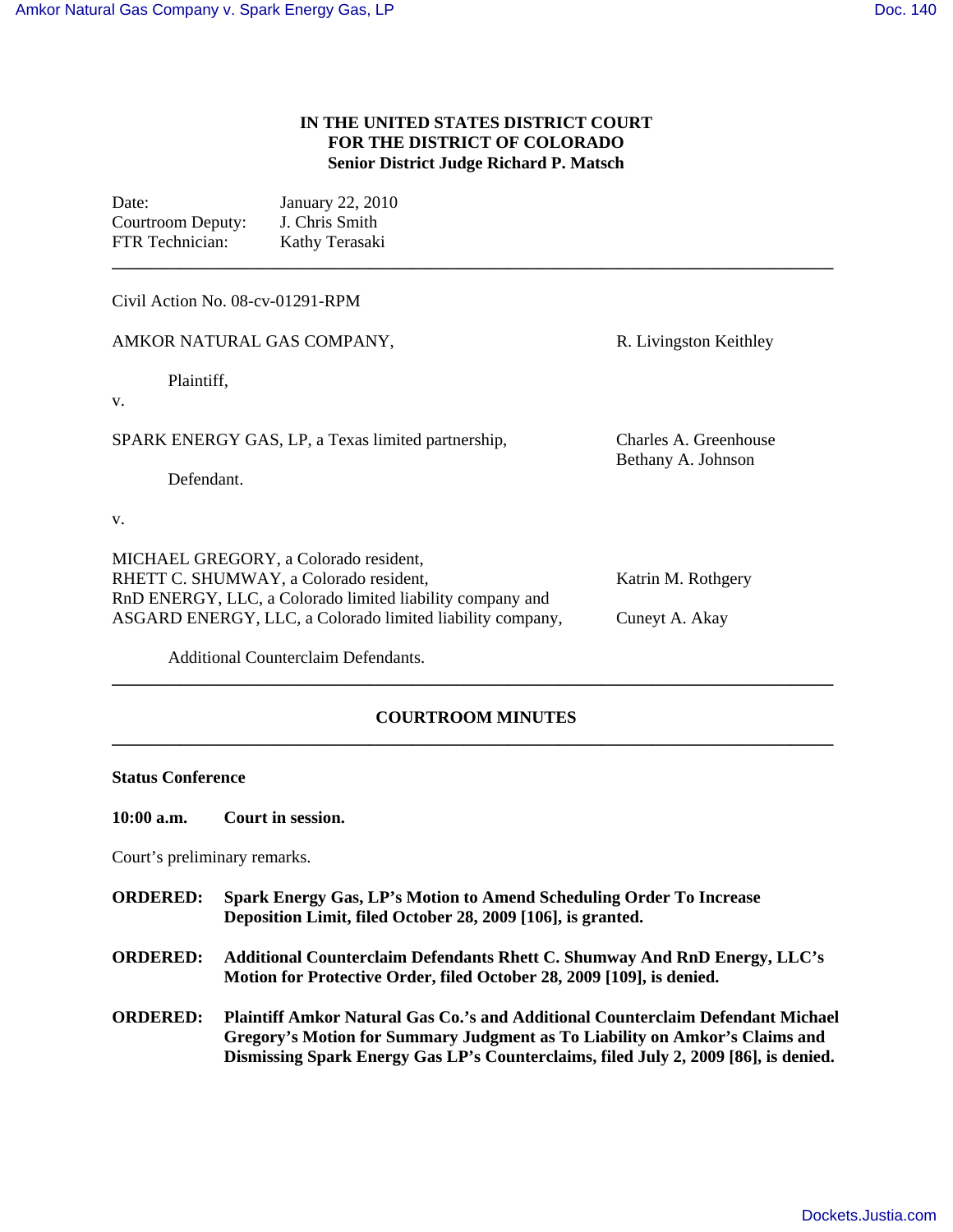**IN THE UNITED STATES DISTRICT COURT**
**FOR THE DISTRICT OF COLORADO**
**Senior District Judge Richard P. Matsch**

Date: January 22, 2010
Courtroom Deputy: J. Chris Smith
FTR Technician: Kathy Terasaki

---

Civil Action No. 08-cv-01291-RPM

AMKOR NATURAL GAS COMPANY, — R. Livingston Keithley

Plaintiff,

v.

SPARK ENERGY GAS, LP, a Texas limited partnership, — Charles A. Greenhouse, Bethany A. Johnson

Defendant.

v.

MICHAEL GREGORY, a Colorado resident,
RHETT C. SHUMWAY, a Colorado resident, — Katrin M. Rothgery
RnD ENERGY, LLC, a Colorado limited liability company and
ASGARD ENERGY, LLC, a Colorado limited liability company, — Cuneyt A. Akay

Additional Counterclaim Defendants.

---

## COURTROOM MINUTES

---

**Status Conference**

**10:00 a.m. Court in session.**

Court's preliminary remarks.

**ORDERED: Spark Energy Gas, LP's Motion to Amend Scheduling Order To Increase Deposition Limit, filed October 28, 2009 [106], is granted.**

**ORDERED: Additional Counterclaim Defendants Rhett C. Shumway And RnD Energy, LLC's Motion for Protective Order, filed October 28, 2009 [109], is denied.**

**ORDERED: Plaintiff Amkor Natural Gas Co.'s and Additional Counterclaim Defendant Michael Gregory's Motion for Summary Judgment as To Liability on Amkor's Claims and Dismissing Spark Energy Gas LP's Counterclaims, filed July 2, 2009 [86], is denied.**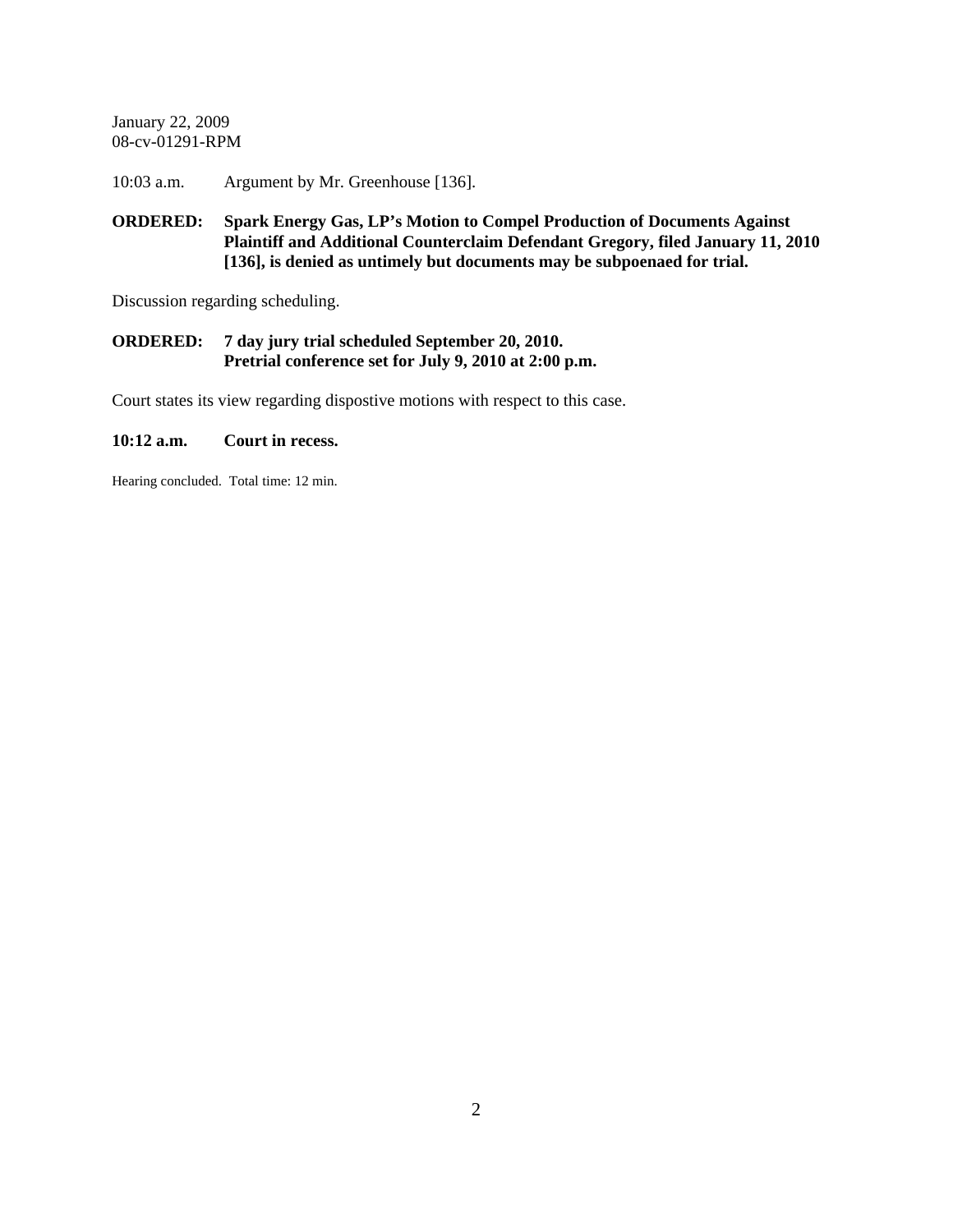January 22, 2009
08-cv-01291-RPM

10:03 a.m. Argument by Mr. Greenhouse [136].

**ORDERED: Spark Energy Gas, LP's Motion to Compel Production of Documents Against Plaintiff and Additional Counterclaim Defendant Gregory, filed January 11, 2010 [136], is denied as untimely but documents may be subpoenaed for trial.**

Discussion regarding scheduling.

**ORDERED: 7 day jury trial scheduled September 20, 2010.**
**Pretrial conference set for July 9, 2010 at 2:00 p.m.**

Court states its view regarding dispostive motions with respect to this case.

**10:12 a.m. Court in recess.**

Hearing concluded. Total time: 12 min.